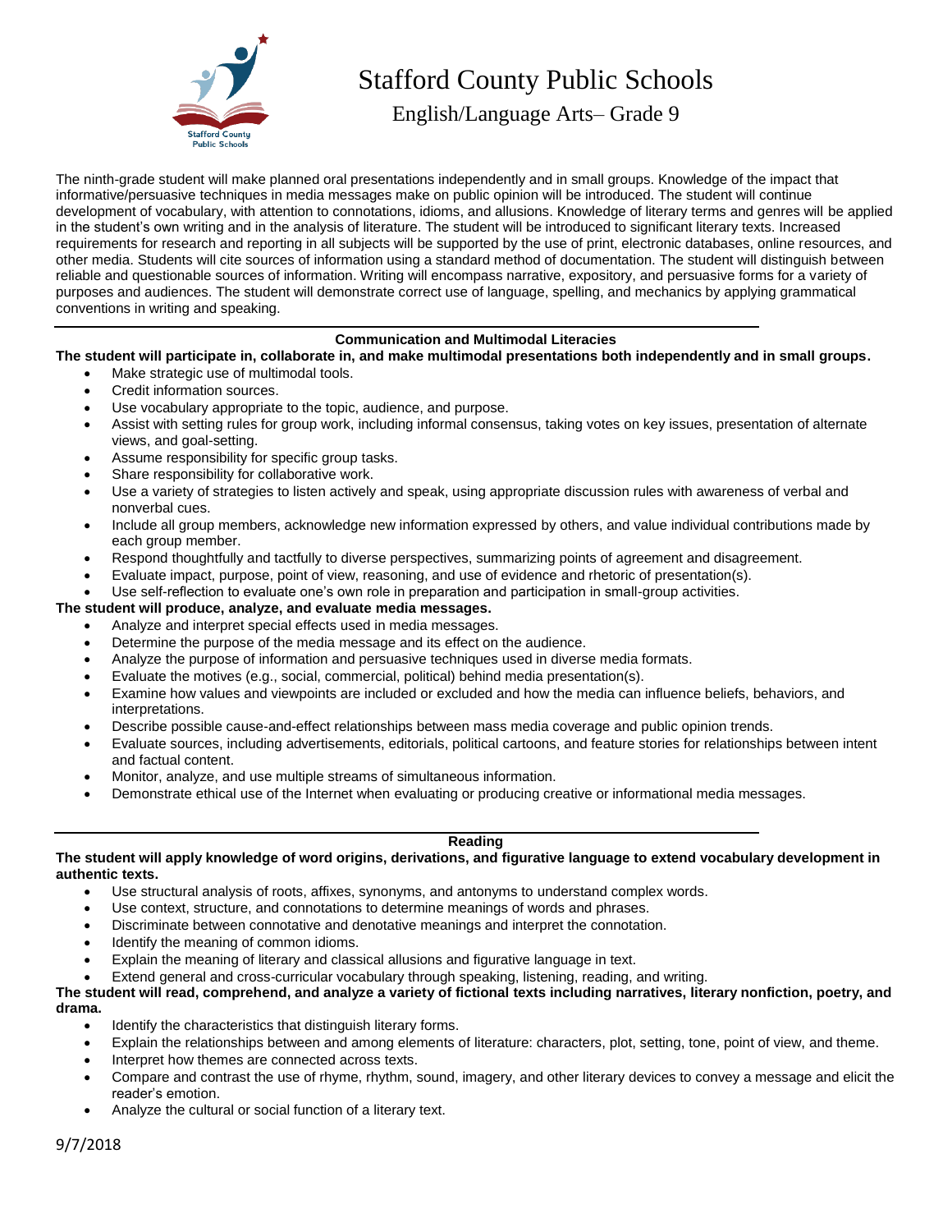# Stafford County Public Schools

## English/Language Arts– Grade 9

The ninth-grade student will make planned oral presentations independently and in small groups. Knowledge of the impact that informative/persuasive techniques in media messages make on public opinion will be introduced. The student will continue development of vocabulary, with attention to connotations, idioms, and allusions. Knowledge of literary terms and genres will be applied in the student's own writing and in the analysis of literature. The student will be introduced to significant literary texts. Increased requirements for research and reporting in all subjects will be supported by the use of print, electronic databases, online resources, and other media. Students will cite sources of information using a standard method of documentation. The student will distinguish between reliable and questionable sources of information. Writing will encompass narrative, expository, and persuasive forms for a variety of purposes and audiences. The student will demonstrate correct use of language, spelling, and mechanics by applying grammatical conventions in writing and speaking.

---

### Communication and Multimodal Literacies

**The student will participate in, collaborate in, and make multimodal presentations both independently and in small groups.**

- Make strategic use of multimodal tools.
- Credit information sources.
- Use vocabulary appropriate to the topic, audience, and purpose.
- Assist with setting rules for group work, including informal consensus, taking votes on key issues, presentation of alternate views, and goal-setting.
- Assume responsibility for specific group tasks.
- Share responsibility for collaborative work.
- Use a variety of strategies to listen actively and speak, using appropriate discussion rules with awareness of verbal and nonverbal cues.
- Include all group members, acknowledge new information expressed by others, and value individual contributions made by each group member.
- Respond thoughtfully and tactfully to diverse perspectives, summarizing points of agreement and disagreement.
- Evaluate impact, purpose, point of view, reasoning, and use of evidence and rhetoric of presentation(s).
- Use self-reflection to evaluate one's own role in preparation and participation in small-group activities.

**The student will produce, analyze, and evaluate media messages.**

- Analyze and interpret special effects used in media messages.
- Determine the purpose of the media message and its effect on the audience.
- Analyze the purpose of information and persuasive techniques used in diverse media formats.
- Evaluate the motives (e.g., social, commercial, political) behind media presentation(s).
- Examine how values and viewpoints are included or excluded and how the media can influence beliefs, behaviors, and interpretations.
- Describe possible cause-and-effect relationships between mass media coverage and public opinion trends.
- Evaluate sources, including advertisements, editorials, political cartoons, and feature stories for relationships between intent and factual content.
- Monitor, analyze, and use multiple streams of simultaneous information.
- Demonstrate ethical use of the Internet when evaluating or producing creative or informational media messages.

---

### Reading

**The student will apply knowledge of word origins, derivations, and figurative language to extend vocabulary development in authentic texts.**

- Use structural analysis of roots, affixes, synonyms, and antonyms to understand complex words.
- Use context, structure, and connotations to determine meanings of words and phrases.
- Discriminate between connotative and denotative meanings and interpret the connotation.
- Identify the meaning of common idioms.
- Explain the meaning of literary and classical allusions and figurative language in text.
- Extend general and cross-curricular vocabulary through speaking, listening, reading, and writing.

**The student will read, comprehend, and analyze a variety of fictional texts including narratives, literary nonfiction, poetry, and drama.**

- Identify the characteristics that distinguish literary forms.
- Explain the relationships between and among elements of literature: characters, plot, setting, tone, point of view, and theme.
- Interpret how themes are connected across texts.
- Compare and contrast the use of rhyme, rhythm, sound, imagery, and other literary devices to convey a message and elicit the reader's emotion.
- Analyze the cultural or social function of a literary text.

9/7/2018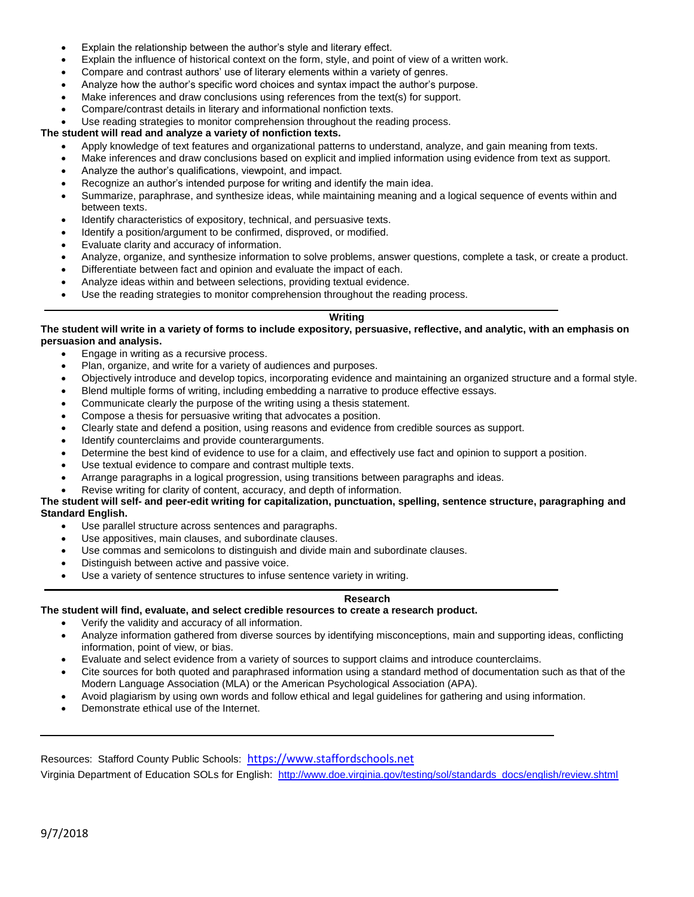- Explain the relationship between the author's style and literary effect.
- Explain the influence of historical context on the form, style, and point of view of a written work.
- Compare and contrast authors' use of literary elements within a variety of genres.
- Analyze how the author's specific word choices and syntax impact the author's purpose.
- Make inferences and draw conclusions using references from the text(s) for support.
- Compare/contrast details in literary and informational nonfiction texts.
- Use reading strategies to monitor comprehension throughout the reading process.

**The student will read and analyze a variety of nonfiction texts.**

- Apply knowledge of text features and organizational patterns to understand, analyze, and gain meaning from texts.
- Make inferences and draw conclusions based on explicit and implied information using evidence from text as support.
- Analyze the author's qualifications, viewpoint, and impact.
- Recognize an author's intended purpose for writing and identify the main idea.
- Summarize, paraphrase, and synthesize ideas, while maintaining meaning and a logical sequence of events within and between texts.
- Identify characteristics of expository, technical, and persuasive texts.
- Identify a position/argument to be confirmed, disproved, or modified.
- Evaluate clarity and accuracy of information.
- Analyze, organize, and synthesize information to solve problems, answer questions, complete a task, or create a product.
- Differentiate between fact and opinion and evaluate the impact of each.
- Analyze ideas within and between selections, providing textual evidence.
- Use the reading strategies to monitor comprehension throughout the reading process.

---

## Writing

**The student will write in a variety of forms to include expository, persuasive, reflective, and analytic, with an emphasis on persuasion and analysis.**

- Engage in writing as a recursive process.
- Plan, organize, and write for a variety of audiences and purposes.
- Objectively introduce and develop topics, incorporating evidence and maintaining an organized structure and a formal style.
- Blend multiple forms of writing, including embedding a narrative to produce effective essays.
- Communicate clearly the purpose of the writing using a thesis statement.
- Compose a thesis for persuasive writing that advocates a position.
- Clearly state and defend a position, using reasons and evidence from credible sources as support.
- Identify counterclaims and provide counterarguments.
- Determine the best kind of evidence to use for a claim, and effectively use fact and opinion to support a position.
- Use textual evidence to compare and contrast multiple texts.
- Arrange paragraphs in a logical progression, using transitions between paragraphs and ideas.
- Revise writing for clarity of content, accuracy, and depth of information.

**The student will self- and peer-edit writing for capitalization, punctuation, spelling, sentence structure, paragraphing and Standard English.**

- Use parallel structure across sentences and paragraphs.
- Use appositives, main clauses, and subordinate clauses.
- Use commas and semicolons to distinguish and divide main and subordinate clauses.
- Distinguish between active and passive voice.
- Use a variety of sentence structures to infuse sentence variety in writing.

---

## Research

**The student will find, evaluate, and select credible resources to create a research product.**

- Verify the validity and accuracy of all information.
- Analyze information gathered from diverse sources by identifying misconceptions, main and supporting ideas, conflicting information, point of view, or bias.
- Evaluate and select evidence from a variety of sources to support claims and introduce counterclaims.
- Cite sources for both quoted and paraphrased information using a standard method of documentation such as that of the Modern Language Association (MLA) or the American Psychological Association (APA).
- Avoid plagiarism by using own words and follow ethical and legal guidelines for gathering and using information.
- Demonstrate ethical use of the Internet.

---

Resources: Stafford County Public Schools: https://www.staffordschools.net

Virginia Department of Education SOLs for English: http://www.doe.virginia.gov/testing/sol/standards_docs/english/review.shtml

9/7/2018